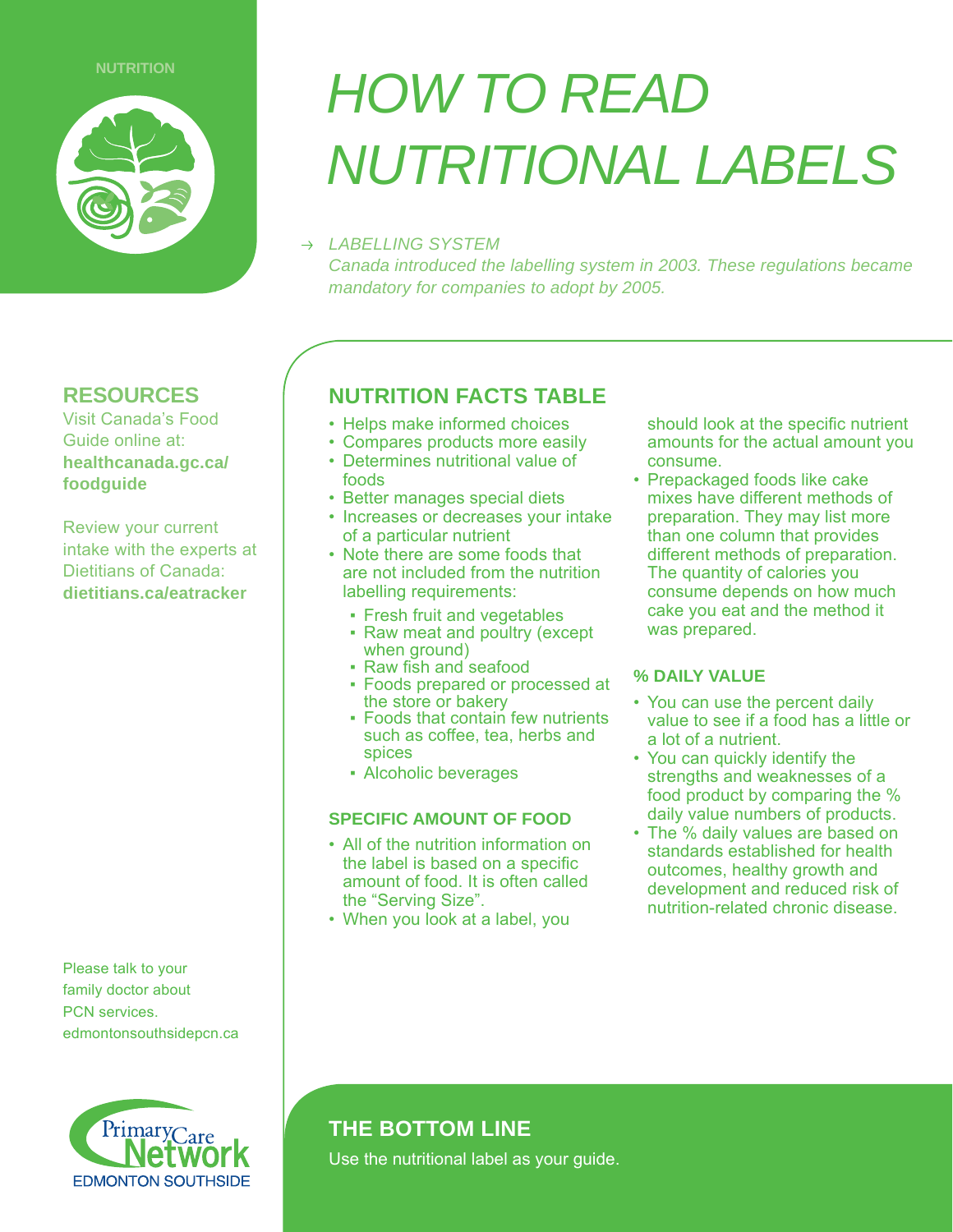NUTRITION

# HOW TO READ NUTRITIONAL LABELS

→ *LABELLING SYSTEM*

*Canada introduced the labelling system in 2003. These regulations became mandatory for companies to adopt by 2005.*

## RESOURCES

Visit Canada's Food Guide online at: **healthcanada.gc.ca/foodguide**

Review your current intake with the experts at Dietitians of Canada: **dietitians.ca/eatracker**

## NUTRITION FACTS TABLE

- Helps make informed choices
- Compares products more easily
- Determines nutritional value of foods
- Better manages special diets
- Increases or decreases your intake of a particular nutrient
- Note there are some foods that are not included from the nutrition labelling requirements:
  - Fresh fruit and vegetables
  - Raw meat and poultry (except when ground)
  - Raw fish and seafood
  - Foods prepared or processed at the store or bakery
  - Foods that contain few nutrients such as coffee, tea, herbs and spices
  - Alcoholic beverages

### SPECIFIC AMOUNT OF FOOD

- All of the nutrition information on the label is based on a specific amount of food. It is often called the "Serving Size".
- When you look at a label, you should look at the specific nutrient amounts for the actual amount you consume.
- Prepackaged foods like cake mixes have different methods of preparation. They may list more than one column that provides different methods of preparation. The quantity of calories you consume depends on how much cake you eat and the method it was prepared.

### % DAILY VALUE

- You can use the percent daily value to see if a food has a little or a lot of a nutrient.
- You can quickly identify the strengths and weaknesses of a food product by comparing the % daily value numbers of products.
- The % daily values are based on standards established for health outcomes, healthy growth and development and reduced risk of nutrition-related chronic disease.

Please talk to your family doctor about PCN services.
edmontonsouthsidepcn.ca

Primary Care Network
EDMONTON SOUTHSIDE

## THE BOTTOM LINE

Use the nutritional label as your guide.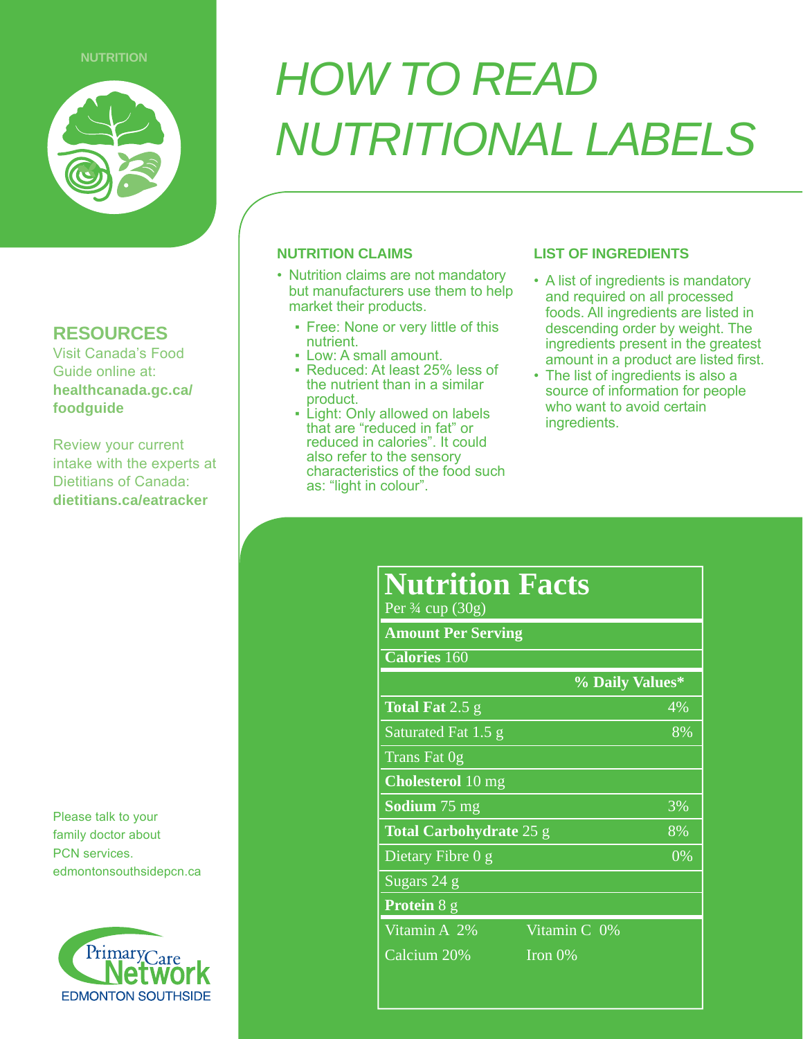NUTRITION

# HOW TO READ NUTRITIONAL LABELS

### NUTRITION CLAIMS

- Nutrition claims are not mandatory but manufacturers use them to help market their products.
  - Free: None or very little of this nutrient.
  - Low: A small amount.
  - Reduced: At least 25% less of the nutrient than in a similar product.
  - Light: Only allowed on labels that are "reduced in fat" or reduced in calories". It could also refer to the sensory characteristics of the food such as: "light in colour".

### LIST OF INGREDIENTS

- A list of ingredients is mandatory and required on all processed foods. All ingredients are listed in descending order by weight. The ingredients present in the greatest amount in a product are listed first.
- The list of ingredients is also a source of information for people who want to avoid certain ingredients.

## RESOURCES

Visit Canada's Food Guide online at: **healthcanada.gc.ca/foodguide**

Review your current intake with the experts at Dietitians of Canada: **dietitians.ca/eatracker**

Please talk to your family doctor about PCN services.
edmontonsouthsidepcn.ca

PrimaryCare Network
EDMONTON SOUTHSIDE

| **Nutrition Facts** Per ¾ cup (30g) | |
|---|---|
| **Amount Per Serving** | |
| **Calories** 160 | |
| | **% Daily Values*** |
| **Total Fat** 2.5 g | 4% |
| Saturated Fat 1.5 g | 8% |
| Trans Fat 0g | |
| **Cholesterol** 10 mg | |
| **Sodium** 75 mg | 3% |
| **Total Carbohydrate** 25 g | 8% |
| Dietary Fibre 0 g | 0% |
| Sugars 24 g | |
| **Protein** 8 g | |
| Vitamin A 2% | Vitamin C 0% |
| Calcium 20% | Iron 0% |